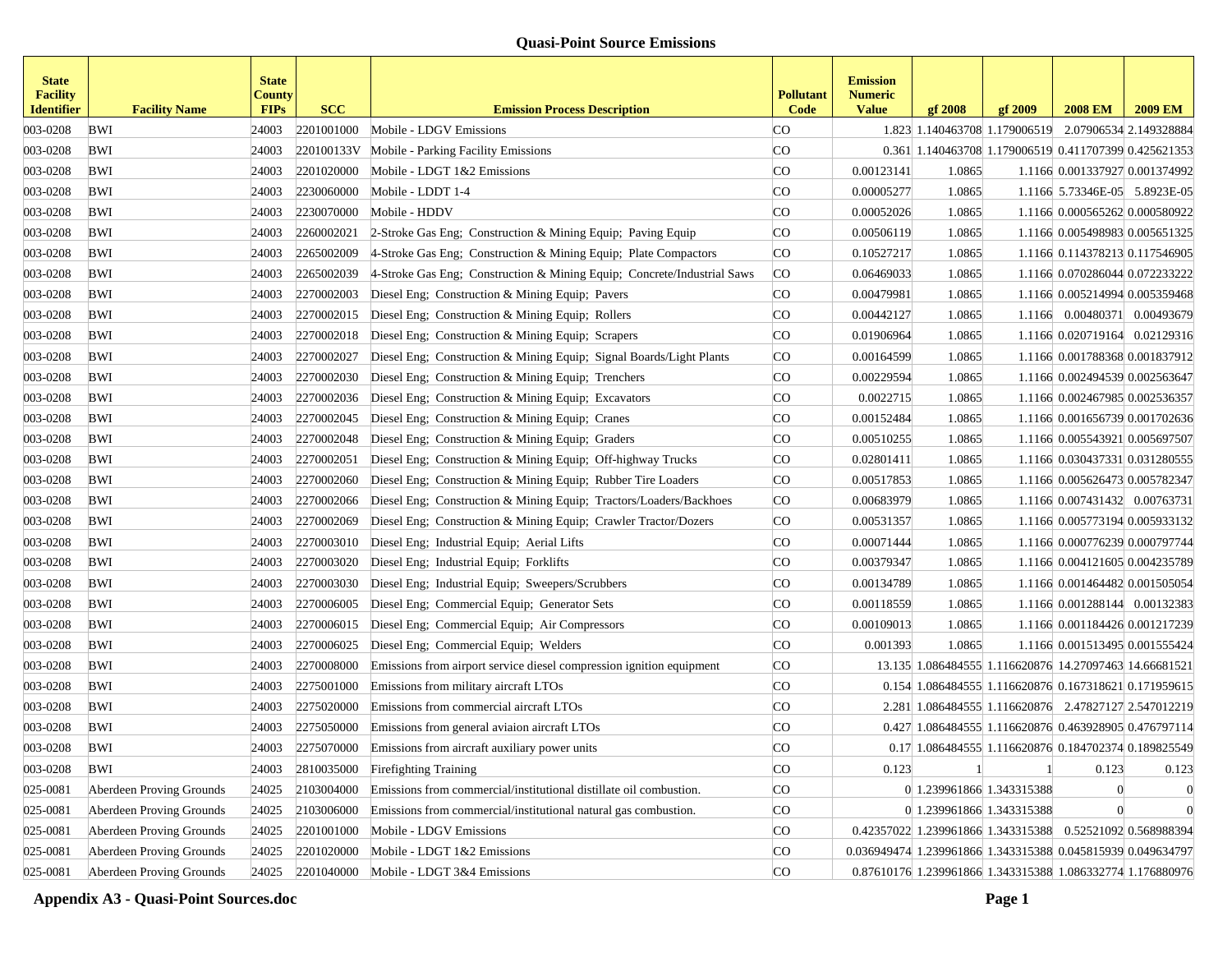# Quasi-Point Source Emissions

| State Facility Identifier | Facility Name | State County FIPs | SCC | Emission Process Description | Pollutant Code | Emission Numeric Value | gf 2008 | gf 2009 | 2008 EM | 2009 EM |
|---|---|---|---|---|---|---|---|---|---|---|
| 003-0208 | BWI | 24003 | 2201001000 | Mobile - LDGV Emissions | CO | 1.823 | 1.140463708 | 1.179006519 | 2.07906534 | 2.149328884 |
| 003-0208 | BWI | 24003 | 220100133V | Mobile - Parking Facility Emissions | CO | 0.361 | 1.140463708 | 1.179006519 | 0.411707399 | 0.425621353 |
| 003-0208 | BWI | 24003 | 2201020000 | Mobile - LDGT 1&2 Emissions | CO | 0.00123141 | 1.0865 | 1.1166 | 0.001337927 | 0.001374992 |
| 003-0208 | BWI | 24003 | 2230060000 | Mobile - LDDT 1-4 | CO | 0.00005277 | 1.0865 | 1.1166 | 5.73346E-05 | 5.8923E-05 |
| 003-0208 | BWI | 24003 | 2230070000 | Mobile - HDDV | CO | 0.00052026 | 1.0865 | 1.1166 | 0.000565262 | 0.000580922 |
| 003-0208 | BWI | 24003 | 2260002021 | 2-Stroke Gas Eng; Construction & Mining Equip; Paving Equip | CO | 0.00506119 | 1.0865 | 1.1166 | 0.005498983 | 0.005651325 |
| 003-0208 | BWI | 24003 | 2265002009 | 4-Stroke Gas Eng; Construction & Mining Equip; Plate Compactors | CO | 0.10527217 | 1.0865 | 1.1166 | 0.114378213 | 0.117546905 |
| 003-0208 | BWI | 24003 | 2265002039 | 4-Stroke Gas Eng; Construction & Mining Equip; Concrete/Industrial Saws | CO | 0.06469033 | 1.0865 | 1.1166 | 0.070286044 | 0.072233222 |
| 003-0208 | BWI | 24003 | 2270002003 | Diesel Eng; Construction & Mining Equip; Pavers | CO | 0.00479981 | 1.0865 | 1.1166 | 0.005214994 | 0.005359468 |
| 003-0208 | BWI | 24003 | 2270002015 | Diesel Eng; Construction & Mining Equip; Rollers | CO | 0.00442127 | 1.0865 | 1.1166 | 0.00480371 | 0.00493679 |
| 003-0208 | BWI | 24003 | 2270002018 | Diesel Eng; Construction & Mining Equip; Scrapers | CO | 0.01906964 | 1.0865 | 1.1166 | 0.020719164 | 0.02129316 |
| 003-0208 | BWI | 24003 | 2270002027 | Diesel Eng; Construction & Mining Equip; Signal Boards/Light Plants | CO | 0.00164599 | 1.0865 | 1.1166 | 0.001788368 | 0.001837912 |
| 003-0208 | BWI | 24003 | 2270002030 | Diesel Eng; Construction & Mining Equip; Trenchers | CO | 0.00229594 | 1.0865 | 1.1166 | 0.002494539 | 0.002563647 |
| 003-0208 | BWI | 24003 | 2270002036 | Diesel Eng; Construction & Mining Equip; Excavators | CO | 0.0022715 | 1.0865 | 1.1166 | 0.002467985 | 0.002536357 |
| 003-0208 | BWI | 24003 | 2270002045 | Diesel Eng; Construction & Mining Equip; Cranes | CO | 0.00152484 | 1.0865 | 1.1166 | 0.001656739 | 0.001702636 |
| 003-0208 | BWI | 24003 | 2270002048 | Diesel Eng; Construction & Mining Equip; Graders | CO | 0.00510255 | 1.0865 | 1.1166 | 0.005543921 | 0.005697507 |
| 003-0208 | BWI | 24003 | 2270002051 | Diesel Eng; Construction & Mining Equip; Off-highway Trucks | CO | 0.02801411 | 1.0865 | 1.1166 | 0.030437331 | 0.031280555 |
| 003-0208 | BWI | 24003 | 2270002060 | Diesel Eng; Construction & Mining Equip; Rubber Tire Loaders | CO | 0.00517853 | 1.0865 | 1.1166 | 0.005626473 | 0.005782347 |
| 003-0208 | BWI | 24003 | 2270002066 | Diesel Eng; Construction & Mining Equip; Tractors/Loaders/Backhoes | CO | 0.00683979 | 1.0865 | 1.1166 | 0.007431432 | 0.00763731 |
| 003-0208 | BWI | 24003 | 2270002069 | Diesel Eng; Construction & Mining Equip; Crawler Tractor/Dozers | CO | 0.00531357 | 1.0865 | 1.1166 | 0.005773194 | 0.005933132 |
| 003-0208 | BWI | 24003 | 2270003010 | Diesel Eng; Industrial Equip; Aerial Lifts | CO | 0.00071444 | 1.0865 | 1.1166 | 0.000776239 | 0.000797744 |
| 003-0208 | BWI | 24003 | 2270003020 | Diesel Eng; Industrial Equip; Forklifts | CO | 0.00379347 | 1.0865 | 1.1166 | 0.004121605 | 0.004235789 |
| 003-0208 | BWI | 24003 | 2270003030 | Diesel Eng; Industrial Equip; Sweepers/Scrubbers | CO | 0.00134789 | 1.0865 | 1.1166 | 0.001464482 | 0.001505054 |
| 003-0208 | BWI | 24003 | 2270006005 | Diesel Eng; Commercial Equip; Generator Sets | CO | 0.00118559 | 1.0865 | 1.1166 | 0.001288144 | 0.00132383 |
| 003-0208 | BWI | 24003 | 2270006015 | Diesel Eng; Commercial Equip; Air Compressors | CO | 0.00109013 | 1.0865 | 1.1166 | 0.001184426 | 0.001217239 |
| 003-0208 | BWI | 24003 | 2270006025 | Diesel Eng; Commercial Equip; Welders | CO | 0.001393 | 1.0865 | 1.1166 | 0.001513495 | 0.001555424 |
| 003-0208 | BWI | 24003 | 2270008000 | Emissions from airport service diesel compression ignition equipment | CO | 13.135 | 1.086484555 | 1.116620876 | 14.27097463 | 14.66681521 |
| 003-0208 | BWI | 24003 | 2275001000 | Emissions from military aircraft LTOs | CO | 0.154 | 1.086484555 | 1.116620876 | 0.167318621 | 0.171959615 |
| 003-0208 | BWI | 24003 | 2275020000 | Emissions from commercial aircraft LTOs | CO | 2.281 | 1.086484555 | 1.116620876 | 2.47827127 | 2.547012219 |
| 003-0208 | BWI | 24003 | 2275050000 | Emissions from general aviaion aircraft LTOs | CO | 0.427 | 1.086484555 | 1.116620876 | 0.463928905 | 0.476797114 |
| 003-0208 | BWI | 24003 | 2275070000 | Emissions from aircraft auxiliary power units | CO | 0.17 | 1.086484555 | 1.116620876 | 0.184702374 | 0.189825549 |
| 003-0208 | BWI | 24003 | 2810035000 | Firefighting Training | CO | 0.123 | 1 | 1 | 0.123 | 0.123 |
| 025-0081 | Aberdeen Proving Grounds | 24025 | 2103004000 | Emissions from commercial/institutional distillate oil combustion. | CO | 0 | 1.239961866 | 1.343315388 | 0 | 0 |
| 025-0081 | Aberdeen Proving Grounds | 24025 | 2103006000 | Emissions from commercial/institutional natural gas combustion. | CO | 0 | 1.239961866 | 1.343315388 | 0 | 0 |
| 025-0081 | Aberdeen Proving Grounds | 24025 | 2201001000 | Mobile - LDGV Emissions | CO | 0.42357022 | 1.239961866 | 1.343315388 | 0.52521092 | 0.568988394 |
| 025-0081 | Aberdeen Proving Grounds | 24025 | 2201020000 | Mobile - LDGT 1&2 Emissions | CO | 0.036949474 | 1.239961866 | 1.343315388 | 0.045815939 | 0.049634797 |
| 025-0081 | Aberdeen Proving Grounds | 24025 | 2201040000 | Mobile - LDGT 3&4 Emissions | CO | 0.87610176 | 1.239961866 | 1.343315388 | 1.086332774 | 1.176880976 |

**Appendix A3 - Quasi-Point Sources.doc**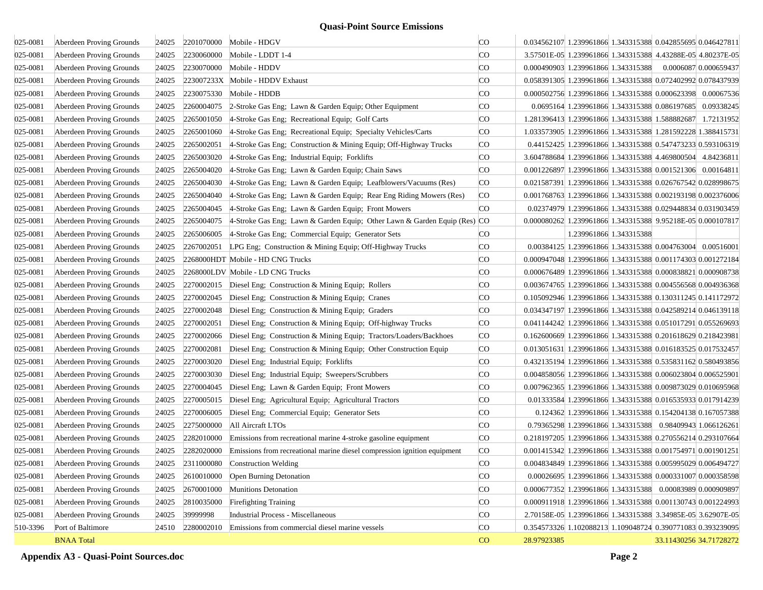# Quasi-Point Source Emissions

| | | | | | | | | | | |
|---|---|---|---|---|---|---|---|---|---|---|
| 025-0081 | Aberdeen Proving Grounds | 24025 | 2201070000 | Mobile - HDGV | CO | 0.034562107 | 1.239961866 | 1.343315388 | 0.042855695 | 0.046427811 |
| 025-0081 | Aberdeen Proving Grounds | 24025 | 2230060000 | Mobile - LDDT 1-4 | CO | 3.57501E-05 | 1.239961866 | 1.343315388 | 4.43288E-05 | 4.80237E-05 |
| 025-0081 | Aberdeen Proving Grounds | 24025 | 2230070000 | Mobile - HDDV | CO | 0.000490903 | 1.239961866 | 1.343315388 | 0.0006087 | 0.000659437 |
| 025-0081 | Aberdeen Proving Grounds | 24025 | 223007233X | Mobile - HDDV Exhaust | CO | 0.058391305 | 1.239961866 | 1.343315388 | 0.072402992 | 0.078437939 |
| 025-0081 | Aberdeen Proving Grounds | 24025 | 2230075330 | Mobile - HDDB | CO | 0.000502756 | 1.239961866 | 1.343315388 | 0.000623398 | 0.00067536 |
| 025-0081 | Aberdeen Proving Grounds | 24025 | 2260004075 | 2-Stroke Gas Eng; Lawn & Garden Equip; Other Equipment | CO | 0.0695164 | 1.239961866 | 1.343315388 | 0.086197685 | 0.09338245 |
| 025-0081 | Aberdeen Proving Grounds | 24025 | 2265001050 | 4-Stroke Gas Eng; Recreational Equip; Golf Carts | CO | 1.281396413 | 1.239961866 | 1.343315388 | 1.588882687 | 1.72131952 |
| 025-0081 | Aberdeen Proving Grounds | 24025 | 2265001060 | 4-Stroke Gas Eng; Recreational Equip; Specialty Vehicles/Carts | CO | 1.033573905 | 1.239961866 | 1.343315388 | 1.281592228 | 1.388415731 |
| 025-0081 | Aberdeen Proving Grounds | 24025 | 2265002051 | 4-Stroke Gas Eng; Construction & Mining Equip; Off-Highway Trucks | CO | 0.44152425 | 1.239961866 | 1.343315388 | 0.547473233 | 0.593106319 |
| 025-0081 | Aberdeen Proving Grounds | 24025 | 2265003020 | 4-Stroke Gas Eng; Industrial Equip; Forklifts | CO | 3.604788684 | 1.239961866 | 1.343315388 | 4.469800504 | 4.84236811 |
| 025-0081 | Aberdeen Proving Grounds | 24025 | 2265004020 | 4-Stroke Gas Eng; Lawn & Garden Equip; Chain Saws | CO | 0.001226897 | 1.239961866 | 1.343315388 | 0.001521306 | 0.00164811 |
| 025-0081 | Aberdeen Proving Grounds | 24025 | 2265004030 | 4-Stroke Gas Eng; Lawn & Garden Equip; Leafblowers/Vacuums (Res) | CO | 0.021587391 | 1.239961866 | 1.343315388 | 0.026767542 | 0.028998675 |
| 025-0081 | Aberdeen Proving Grounds | 24025 | 2265004040 | 4-Stroke Gas Eng; Lawn & Garden Equip; Rear Eng Riding Mowers (Res) | CO | 0.001768763 | 1.239961866 | 1.343315388 | 0.002193198 | 0.002376006 |
| 025-0081 | Aberdeen Proving Grounds | 24025 | 2265004045 | 4-Stroke Gas Eng; Lawn & Garden Equip; Front Mowers | CO | 0.02374979 | 1.239961866 | 1.343315388 | 0.029448834 | 0.031903459 |
| 025-0081 | Aberdeen Proving Grounds | 24025 | 2265004075 | 4-Stroke Gas Eng; Lawn & Garden Equip; Other Lawn & Garden Equip (Res) | CO | 0.000080262 | 1.239961866 | 1.343315388 | 9.95218E-05 | 0.000107817 |
| 025-0081 | Aberdeen Proving Grounds | 24025 | 2265006005 | 4-Stroke Gas Eng; Commercial Equip; Generator Sets | CO | | 1.239961866 | 1.343315388 | | |
| 025-0081 | Aberdeen Proving Grounds | 24025 | 2267002051 | LPG Eng; Construction & Mining Equip; Off-Highway Trucks | CO | 0.00384125 | 1.239961866 | 1.343315388 | 0.004763004 | 0.00516001 |
| 025-0081 | Aberdeen Proving Grounds | 24025 | 2268000HDT | Mobile - HD CNG Trucks | CO | 0.000947048 | 1.239961866 | 1.343315388 | 0.001174303 | 0.001272184 |
| 025-0081 | Aberdeen Proving Grounds | 24025 | 2268000LDV | Mobile - LD CNG Trucks | CO | 0.000676489 | 1.239961866 | 1.343315388 | 0.000838821 | 0.000908738 |
| 025-0081 | Aberdeen Proving Grounds | 24025 | 2270002015 | Diesel Eng; Construction & Mining Equip; Rollers | CO | 0.003674765 | 1.239961866 | 1.343315388 | 0.004556568 | 0.004936368 |
| 025-0081 | Aberdeen Proving Grounds | 24025 | 2270002045 | Diesel Eng; Construction & Mining Equip; Cranes | CO | 0.105092946 | 1.239961866 | 1.343315388 | 0.130311245 | 0.141172972 |
| 025-0081 | Aberdeen Proving Grounds | 24025 | 2270002048 | Diesel Eng; Construction & Mining Equip; Graders | CO | 0.034347197 | 1.239961866 | 1.343315388 | 0.042589214 | 0.046139118 |
| 025-0081 | Aberdeen Proving Grounds | 24025 | 2270002051 | Diesel Eng; Construction & Mining Equip; Off-highway Trucks | CO | 0.041144242 | 1.239961866 | 1.343315388 | 0.051017291 | 0.055269693 |
| 025-0081 | Aberdeen Proving Grounds | 24025 | 2270002066 | Diesel Eng; Construction & Mining Equip; Tractors/Loaders/Backhoes | CO | 0.162600669 | 1.239961866 | 1.343315388 | 0.201618629 | 0.218423981 |
| 025-0081 | Aberdeen Proving Grounds | 24025 | 2270002081 | Diesel Eng; Construction & Mining Equip; Other Construction Equip | CO | 0.013051631 | 1.239961866 | 1.343315388 | 0.016183525 | 0.017532457 |
| 025-0081 | Aberdeen Proving Grounds | 24025 | 2270003020 | Diesel Eng; Industrial Equip; Forklifts | CO | 0.432135194 | 1.239961866 | 1.343315388 | 0.535831162 | 0.580493856 |
| 025-0081 | Aberdeen Proving Grounds | 24025 | 2270003030 | Diesel Eng; Industrial Equip; Sweepers/Scrubbers | CO | 0.004858056 | 1.239961866 | 1.343315388 | 0.006023804 | 0.006525901 |
| 025-0081 | Aberdeen Proving Grounds | 24025 | 2270004045 | Diesel Eng; Lawn & Garden Equip; Front Mowers | CO | 0.007962365 | 1.239961866 | 1.343315388 | 0.009873029 | 0.010695968 |
| 025-0081 | Aberdeen Proving Grounds | 24025 | 2270005015 | Diesel Eng; Agricultural Equip; Agricultural Tractors | CO | 0.01333584 | 1.239961866 | 1.343315388 | 0.016535933 | 0.017914239 |
| 025-0081 | Aberdeen Proving Grounds | 24025 | 2270006005 | Diesel Eng; Commercial Equip; Generator Sets | CO | 0.124362 | 1.239961866 | 1.343315388 | 0.154204138 | 0.167057388 |
| 025-0081 | Aberdeen Proving Grounds | 24025 | 2275000000 | All Aircraft LTOs | CO | 0.79365298 | 1.239961866 | 1.343315388 | 0.98409943 | 1.066126261 |
| 025-0081 | Aberdeen Proving Grounds | 24025 | 2282010000 | Emissions from recreational marine 4-stroke gasoline equipment | CO | 0.218197205 | 1.239961866 | 1.343315388 | 0.270556214 | 0.293107664 |
| 025-0081 | Aberdeen Proving Grounds | 24025 | 2282020000 | Emissions from recreational marine diesel compression ignition equipment | CO | 0.001415342 | 1.239961866 | 1.343315388 | 0.001754971 | 0.001901251 |
| 025-0081 | Aberdeen Proving Grounds | 24025 | 2311000080 | Construction Welding | CO | 0.004834849 | 1.239961866 | 1.343315388 | 0.005995029 | 0.006494727 |
| 025-0081 | Aberdeen Proving Grounds | 24025 | 2610010000 | Open Burning Detonation | CO | 0.00026695 | 1.239961866 | 1.343315388 | 0.000331007 | 0.000358598 |
| 025-0081 | Aberdeen Proving Grounds | 24025 | 2670001000 | Munitions Detonation | CO | 0.000677352 | 1.239961866 | 1.343315388 | 0.00083989 | 0.000909897 |
| 025-0081 | Aberdeen Proving Grounds | 24025 | 2810035000 | Firefighting Training | CO | 0.000911918 | 1.239961866 | 1.343315388 | 0.001130743 | 0.001224993 |
| 025-0081 | Aberdeen Proving Grounds | 24025 | 39999998 | Industrial Process - Miscellaneous | CO | 2.70158E-05 | 1.239961866 | 1.343315388 | 3.34985E-05 | 3.62907E-05 |
| 510-3396 | Port of Baltimore | 24510 | 2280002010 | Emissions from commercial diesel marine vessels | CO | 0.354573326 | 1.102088213 | 1.109048724 | 0.390771083 | 0.393239095 |
| | BNAA Total | | | | CO | 28.97923385 | | | 33.11430256 | 34.71728272 |

**Appendix A3 - Quasi-Point Sources.doc**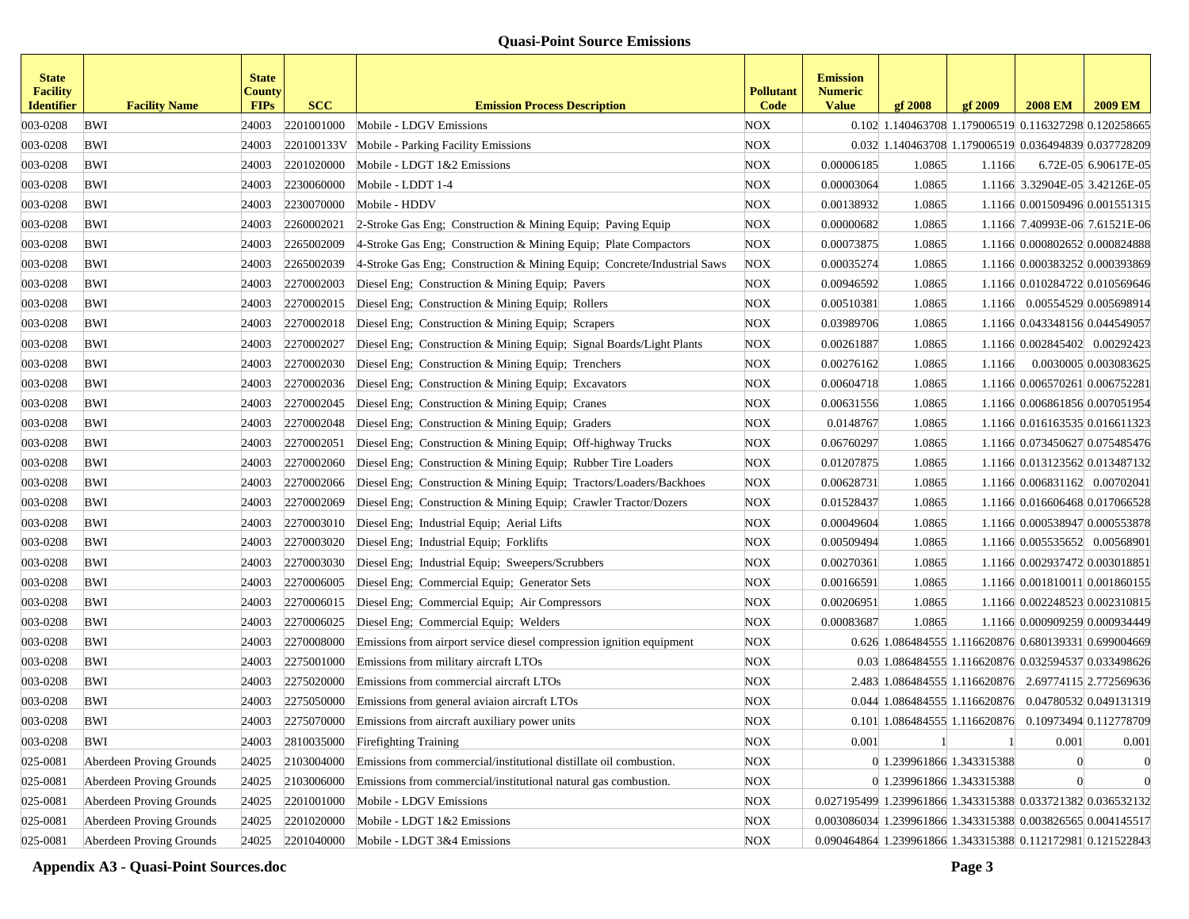## Quasi-Point Source Emissions

| State Facility Identifier | Facility Name | State County FIPs | SCC | Emission Process Description | Pollutant Code | Emission Numeric Value | gf 2008 | gf 2009 | 2008 EM | 2009 EM |
|---|---|---|---|---|---|---|---|---|---|---|
| 003-0208 | BWI | 24003 | 2201001000 | Mobile - LDGV Emissions | NOX | 0.102 | 1.140463708 | 1.179006519 | 0.116327298 | 0.120258665 |
| 003-0208 | BWI | 24003 | 220100133V | Mobile - Parking Facility Emissions | NOX | 0.032 | 1.140463708 | 1.179006519 | 0.036494839 | 0.037728209 |
| 003-0208 | BWI | 24003 | 2201020000 | Mobile - LDGT 1&2 Emissions | NOX | 0.00006185 | 1.0865 | 1.1166 | 6.72E-05 | 6.90617E-05 |
| 003-0208 | BWI | 24003 | 2230060000 | Mobile - LDDT 1-4 | NOX | 0.00003064 | 1.0865 | 1.1166 | 3.32904E-05 | 3.42126E-05 |
| 003-0208 | BWI | 24003 | 2230070000 | Mobile - HDDV | NOX | 0.00138932 | 1.0865 | 1.1166 | 0.001509496 | 0.001551315 |
| 003-0208 | BWI | 24003 | 2260002021 | 2-Stroke Gas Eng; Construction & Mining Equip; Paving Equip | NOX | 0.00000682 | 1.0865 | 1.1166 | 7.40993E-06 | 7.61521E-06 |
| 003-0208 | BWI | 24003 | 2265002009 | 4-Stroke Gas Eng; Construction & Mining Equip; Plate Compactors | NOX | 0.00073875 | 1.0865 | 1.1166 | 0.000802652 | 0.000824888 |
| 003-0208 | BWI | 24003 | 2265002039 | 4-Stroke Gas Eng; Construction & Mining Equip; Concrete/Industrial Saws | NOX | 0.00035274 | 1.0865 | 1.1166 | 0.000383252 | 0.000393869 |
| 003-0208 | BWI | 24003 | 2270002003 | Diesel Eng; Construction & Mining Equip; Pavers | NOX | 0.00946592 | 1.0865 | 1.1166 | 0.010284722 | 0.010569646 |
| 003-0208 | BWI | 24003 | 2270002015 | Diesel Eng; Construction & Mining Equip; Rollers | NOX | 0.00510381 | 1.0865 | 1.1166 | 0.00554529 | 0.005698914 |
| 003-0208 | BWI | 24003 | 2270002018 | Diesel Eng; Construction & Mining Equip; Scrapers | NOX | 0.03989706 | 1.0865 | 1.1166 | 0.043348156 | 0.044549057 |
| 003-0208 | BWI | 24003 | 2270002027 | Diesel Eng; Construction & Mining Equip; Signal Boards/Light Plants | NOX | 0.00261887 | 1.0865 | 1.1166 | 0.002845402 | 0.00292423 |
| 003-0208 | BWI | 24003 | 2270002030 | Diesel Eng; Construction & Mining Equip; Trenchers | NOX | 0.00276162 | 1.0865 | 1.1166 | 0.0030005 | 0.003083625 |
| 003-0208 | BWI | 24003 | 2270002036 | Diesel Eng; Construction & Mining Equip; Excavators | NOX | 0.00604718 | 1.0865 | 1.1166 | 0.006570261 | 0.006752281 |
| 003-0208 | BWI | 24003 | 2270002045 | Diesel Eng; Construction & Mining Equip; Cranes | NOX | 0.00631556 | 1.0865 | 1.1166 | 0.006861856 | 0.007051954 |
| 003-0208 | BWI | 24003 | 2270002048 | Diesel Eng; Construction & Mining Equip; Graders | NOX | 0.0148767 | 1.0865 | 1.1166 | 0.016163535 | 0.016611323 |
| 003-0208 | BWI | 24003 | 2270002051 | Diesel Eng; Construction & Mining Equip; Off-highway Trucks | NOX | 0.06760297 | 1.0865 | 1.1166 | 0.073450627 | 0.075485476 |
| 003-0208 | BWI | 24003 | 2270002060 | Diesel Eng; Construction & Mining Equip; Rubber Tire Loaders | NOX | 0.01207875 | 1.0865 | 1.1166 | 0.013123562 | 0.013487132 |
| 003-0208 | BWI | 24003 | 2270002066 | Diesel Eng; Construction & Mining Equip; Tractors/Loaders/Backhoes | NOX | 0.00628731 | 1.0865 | 1.1166 | 0.006831162 | 0.00702041 |
| 003-0208 | BWI | 24003 | 2270002069 | Diesel Eng; Construction & Mining Equip; Crawler Tractor/Dozers | NOX | 0.01528437 | 1.0865 | 1.1166 | 0.016606468 | 0.017066528 |
| 003-0208 | BWI | 24003 | 2270003010 | Diesel Eng; Industrial Equip; Aerial Lifts | NOX | 0.00049604 | 1.0865 | 1.1166 | 0.000538947 | 0.000553878 |
| 003-0208 | BWI | 24003 | 2270003020 | Diesel Eng; Industrial Equip; Forklifts | NOX | 0.00509494 | 1.0865 | 1.1166 | 0.005535652 | 0.00568901 |
| 003-0208 | BWI | 24003 | 2270003030 | Diesel Eng; Industrial Equip; Sweepers/Scrubbers | NOX | 0.00270361 | 1.0865 | 1.1166 | 0.002937472 | 0.003018851 |
| 003-0208 | BWI | 24003 | 2270006005 | Diesel Eng; Commercial Equip; Generator Sets | NOX | 0.00166591 | 1.0865 | 1.1166 | 0.001810011 | 0.001860155 |
| 003-0208 | BWI | 24003 | 2270006015 | Diesel Eng; Commercial Equip; Air Compressors | NOX | 0.00206951 | 1.0865 | 1.1166 | 0.002248523 | 0.002310815 |
| 003-0208 | BWI | 24003 | 2270006025 | Diesel Eng; Commercial Equip; Welders | NOX | 0.00083687 | 1.0865 | 1.1166 | 0.000909259 | 0.000934449 |
| 003-0208 | BWI | 24003 | 2270008000 | Emissions from airport service diesel compression ignition equipment | NOX | 0.626 | 1.086484555 | 1.116620876 | 0.680139331 | 0.699004669 |
| 003-0208 | BWI | 24003 | 2275001000 | Emissions from military aircraft LTOs | NOX | 0.03 | 1.086484555 | 1.116620876 | 0.032594537 | 0.033498626 |
| 003-0208 | BWI | 24003 | 2275020000 | Emissions from commercial aircraft LTOs | NOX | 2.483 | 1.086484555 | 1.116620876 | 2.69774115 | 2.772569636 |
| 003-0208 | BWI | 24003 | 2275050000 | Emissions from general aviaion aircraft LTOs | NOX | 0.044 | 1.086484555 | 1.116620876 | 0.04780532 | 0.049131319 |
| 003-0208 | BWI | 24003 | 2275070000 | Emissions from aircraft auxiliary power units | NOX | 0.101 | 1.086484555 | 1.116620876 | 0.10973494 | 0.112778709 |
| 003-0208 | BWI | 24003 | 2810035000 | Firefighting Training | NOX | 0.001 | 1 | 1 | 0.001 | 0.001 |
| 025-0081 | Aberdeen Proving Grounds | 24025 | 2103004000 | Emissions from commercial/institutional distillate oil combustion. | NOX | 0 | 1.239961866 | 1.343315388 | 0 | 0 |
| 025-0081 | Aberdeen Proving Grounds | 24025 | 2103006000 | Emissions from commercial/institutional natural gas combustion. | NOX | 0 | 1.239961866 | 1.343315388 | 0 | 0 |
| 025-0081 | Aberdeen Proving Grounds | 24025 | 2201001000 | Mobile - LDGV Emissions | NOX | 0.027195499 | 1.239961866 | 1.343315388 | 0.033721382 | 0.036532132 |
| 025-0081 | Aberdeen Proving Grounds | 24025 | 2201020000 | Mobile - LDGT 1&2 Emissions | NOX | 0.003086034 | 1.239961866 | 1.343315388 | 0.003826565 | 0.004145517 |
| 025-0081 | Aberdeen Proving Grounds | 24025 | 2201040000 | Mobile - LDGT 3&4 Emissions | NOX | 0.090464864 | 1.239961866 | 1.343315388 | 0.112172981 | 0.121522843 |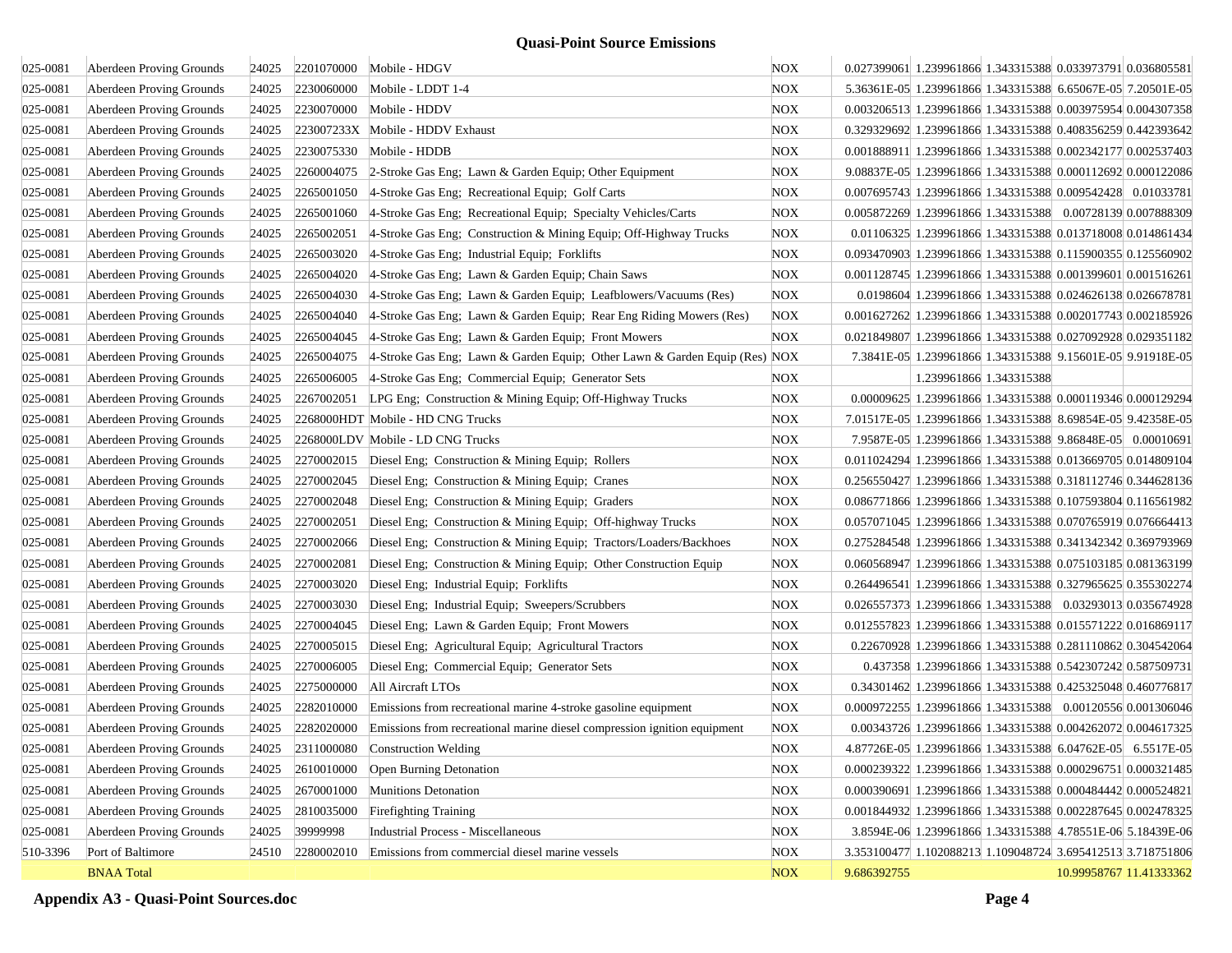## Quasi-Point Source Emissions

| | | | | | | | | | | |
|---|---|---|---|---|---|---|---|---|---|---|
| 025-0081 | Aberdeen Proving Grounds | 24025 | 2201070000 | Mobile - HDGV | NOX | 0.027399061 | 1.239961866 | 1.343315388 | 0.033973791 | 0.036805581 |
| 025-0081 | Aberdeen Proving Grounds | 24025 | 2230060000 | Mobile - LDDT 1-4 | NOX | 5.36361E-05 | 1.239961866 | 1.343315388 | 6.65067E-05 | 7.20501E-05 |
| 025-0081 | Aberdeen Proving Grounds | 24025 | 2230070000 | Mobile - HDDV | NOX | 0.003206513 | 1.239961866 | 1.343315388 | 0.003975954 | 0.004307358 |
| 025-0081 | Aberdeen Proving Grounds | 24025 | 223007233X | Mobile - HDDV Exhaust | NOX | 0.329329692 | 1.239961866 | 1.343315388 | 0.408356259 | 0.442393642 |
| 025-0081 | Aberdeen Proving Grounds | 24025 | 2230075330 | Mobile - HDDB | NOX | 0.001888911 | 1.239961866 | 1.343315388 | 0.002342177 | 0.002537403 |
| 025-0081 | Aberdeen Proving Grounds | 24025 | 2260004075 | 2-Stroke Gas Eng; Lawn & Garden Equip; Other Equipment | NOX | 9.08837E-05 | 1.239961866 | 1.343315388 | 0.000112692 | 0.000122086 |
| 025-0081 | Aberdeen Proving Grounds | 24025 | 2265001050 | 4-Stroke Gas Eng; Recreational Equip; Golf Carts | NOX | 0.007695743 | 1.239961866 | 1.343315388 | 0.009542428 | 0.01033781 |
| 025-0081 | Aberdeen Proving Grounds | 24025 | 2265001060 | 4-Stroke Gas Eng; Recreational Equip; Specialty Vehicles/Carts | NOX | 0.005872269 | 1.239961866 | 1.343315388 | 0.00728139 | 0.007888309 |
| 025-0081 | Aberdeen Proving Grounds | 24025 | 2265002051 | 4-Stroke Gas Eng; Construction & Mining Equip; Off-Highway Trucks | NOX | 0.01106325 | 1.239961866 | 1.343315388 | 0.013718008 | 0.014861434 |
| 025-0081 | Aberdeen Proving Grounds | 24025 | 2265003020 | 4-Stroke Gas Eng; Industrial Equip; Forklifts | NOX | 0.093470903 | 1.239961866 | 1.343315388 | 0.115900355 | 0.125560902 |
| 025-0081 | Aberdeen Proving Grounds | 24025 | 2265004020 | 4-Stroke Gas Eng; Lawn & Garden Equip; Chain Saws | NOX | 0.001128745 | 1.239961866 | 1.343315388 | 0.001399601 | 0.001516261 |
| 025-0081 | Aberdeen Proving Grounds | 24025 | 2265004030 | 4-Stroke Gas Eng; Lawn & Garden Equip; Leafblowers/Vacuums (Res) | NOX | 0.0198604 | 1.239961866 | 1.343315388 | 0.024626138 | 0.026678781 |
| 025-0081 | Aberdeen Proving Grounds | 24025 | 2265004040 | 4-Stroke Gas Eng; Lawn & Garden Equip; Rear Eng Riding Mowers (Res) | NOX | 0.001627262 | 1.239961866 | 1.343315388 | 0.002017743 | 0.002185926 |
| 025-0081 | Aberdeen Proving Grounds | 24025 | 2265004045 | 4-Stroke Gas Eng; Lawn & Garden Equip; Front Mowers | NOX | 0.021849807 | 1.239961866 | 1.343315388 | 0.027092928 | 0.029351182 |
| 025-0081 | Aberdeen Proving Grounds | 24025 | 2265004075 | 4-Stroke Gas Eng; Lawn & Garden Equip; Other Lawn & Garden Equip (Res) | NOX | 7.3841E-05 | 1.239961866 | 1.343315388 | 9.15601E-05 | 9.91918E-05 |
| 025-0081 | Aberdeen Proving Grounds | 24025 | 2265006005 | 4-Stroke Gas Eng; Commercial Equip; Generator Sets | NOX | | 1.239961866 | 1.343315388 | | |
| 025-0081 | Aberdeen Proving Grounds | 24025 | 2267002051 | LPG Eng; Construction & Mining Equip; Off-Highway Trucks | NOX | 0.00009625 | 1.239961866 | 1.343315388 | 0.000119346 | 0.000129294 |
| 025-0081 | Aberdeen Proving Grounds | 24025 | 2268000HDT | Mobile - HD CNG Trucks | NOX | 7.01517E-05 | 1.239961866 | 1.343315388 | 8.69854E-05 | 9.42358E-05 |
| 025-0081 | Aberdeen Proving Grounds | 24025 | 2268000LDV | Mobile - LD CNG Trucks | NOX | 7.9587E-05 | 1.239961866 | 1.343315388 | 9.86848E-05 | 0.00010691 |
| 025-0081 | Aberdeen Proving Grounds | 24025 | 2270002015 | Diesel Eng; Construction & Mining Equip; Rollers | NOX | 0.011024294 | 1.239961866 | 1.343315388 | 0.013669705 | 0.014809104 |
| 025-0081 | Aberdeen Proving Grounds | 24025 | 2270002045 | Diesel Eng; Construction & Mining Equip; Cranes | NOX | 0.256550427 | 1.239961866 | 1.343315388 | 0.318112746 | 0.344628136 |
| 025-0081 | Aberdeen Proving Grounds | 24025 | 2270002048 | Diesel Eng; Construction & Mining Equip; Graders | NOX | 0.086771866 | 1.239961866 | 1.343315388 | 0.107593804 | 0.116561982 |
| 025-0081 | Aberdeen Proving Grounds | 24025 | 2270002051 | Diesel Eng; Construction & Mining Equip; Off-highway Trucks | NOX | 0.057071045 | 1.239961866 | 1.343315388 | 0.070765919 | 0.076664413 |
| 025-0081 | Aberdeen Proving Grounds | 24025 | 2270002066 | Diesel Eng; Construction & Mining Equip; Tractors/Loaders/Backhoes | NOX | 0.275284548 | 1.239961866 | 1.343315388 | 0.341342342 | 0.369793969 |
| 025-0081 | Aberdeen Proving Grounds | 24025 | 2270002081 | Diesel Eng; Construction & Mining Equip; Other Construction Equip | NOX | 0.060568947 | 1.239961866 | 1.343315388 | 0.075103185 | 0.081363199 |
| 025-0081 | Aberdeen Proving Grounds | 24025 | 2270003020 | Diesel Eng; Industrial Equip; Forklifts | NOX | 0.264496541 | 1.239961866 | 1.343315388 | 0.327965625 | 0.355302274 |
| 025-0081 | Aberdeen Proving Grounds | 24025 | 2270003030 | Diesel Eng; Industrial Equip; Sweepers/Scrubbers | NOX | 0.026557373 | 1.239961866 | 1.343315388 | 0.03293013 | 0.035674928 |
| 025-0081 | Aberdeen Proving Grounds | 24025 | 2270004045 | Diesel Eng; Lawn & Garden Equip; Front Mowers | NOX | 0.012557823 | 1.239961866 | 1.343315388 | 0.015571222 | 0.016869117 |
| 025-0081 | Aberdeen Proving Grounds | 24025 | 2270005015 | Diesel Eng; Agricultural Equip; Agricultural Tractors | NOX | 0.22670928 | 1.239961866 | 1.343315388 | 0.281110862 | 0.304542064 |
| 025-0081 | Aberdeen Proving Grounds | 24025 | 2270006005 | Diesel Eng; Commercial Equip; Generator Sets | NOX | 0.437358 | 1.239961866 | 1.343315388 | 0.542307242 | 0.587509731 |
| 025-0081 | Aberdeen Proving Grounds | 24025 | 2275000000 | All Aircraft LTOs | NOX | 0.34301462 | 1.239961866 | 1.343315388 | 0.425325048 | 0.460776817 |
| 025-0081 | Aberdeen Proving Grounds | 24025 | 2282010000 | Emissions from recreational marine 4-stroke gasoline equipment | NOX | 0.000972255 | 1.239961866 | 1.343315388 | 0.00120556 | 0.001306046 |
| 025-0081 | Aberdeen Proving Grounds | 24025 | 2282020000 | Emissions from recreational marine diesel compression ignition equipment | NOX | 0.00343726 | 1.239961866 | 1.343315388 | 0.004262072 | 0.004617325 |
| 025-0081 | Aberdeen Proving Grounds | 24025 | 2311000080 | Construction Welding | NOX | 4.87726E-05 | 1.239961866 | 1.343315388 | 6.04762E-05 | 6.5517E-05 |
| 025-0081 | Aberdeen Proving Grounds | 24025 | 2610010000 | Open Burning Detonation | NOX | 0.000239322 | 1.239961866 | 1.343315388 | 0.000296751 | 0.000321485 |
| 025-0081 | Aberdeen Proving Grounds | 24025 | 2670001000 | Munitions Detonation | NOX | 0.000390691 | 1.239961866 | 1.343315388 | 0.000484442 | 0.000524821 |
| 025-0081 | Aberdeen Proving Grounds | 24025 | 2810035000 | Firefighting Training | NOX | 0.001844932 | 1.239961866 | 1.343315388 | 0.002287645 | 0.002478325 |
| 025-0081 | Aberdeen Proving Grounds | 24025 | 39999998 | Industrial Process - Miscellaneous | NOX | 3.8594E-06 | 1.239961866 | 1.343315388 | 4.78551E-06 | 5.18439E-06 |
| 510-3396 | Port of Baltimore | 24510 | 2280002010 | Emissions from commercial diesel marine vessels | NOX | 3.353100477 | 1.102088213 | 1.109048724 | 3.695412513 | 3.718751806 |
| | BNAA Total | | | | NOX | 9.686392755 | | | 10.99958767 | 11.41333362 |

**Appendix A3 - Quasi-Point Sources.doc**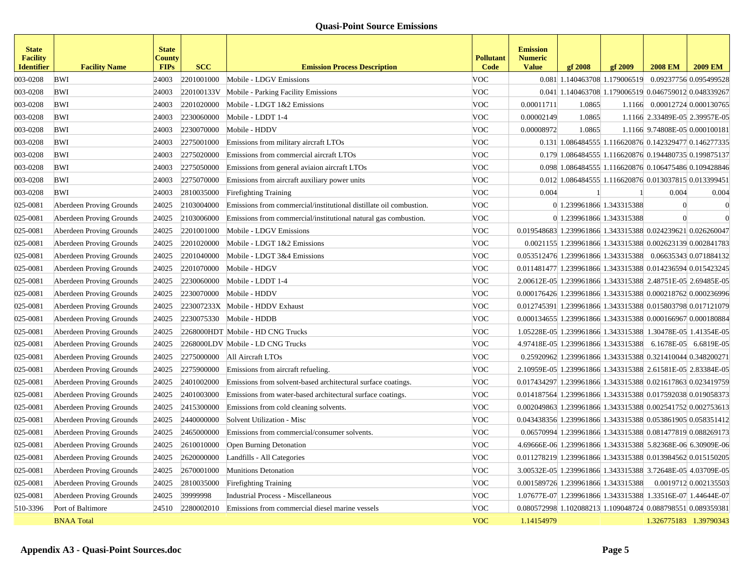## Quasi-Point Source Emissions

| State Facility Identifier | Facility Name | State County FIPs | SCC | Emission Process Description | Pollutant Code | Emission Numeric Value | gf 2008 | gf 2009 | 2008 EM | 2009 EM |
|---|---|---|---|---|---|---|---|---|---|---|
| 003-0208 | BWI | 24003 | 2201001000 | Mobile - LDGV Emissions | VOC | 0.081 | 1.140463708 | 1.179006519 | 0.09237756 | 0.095499528 |
| 003-0208 | BWI | 24003 | 220100133V | Mobile - Parking Facility Emissions | VOC | 0.041 | 1.140463708 | 1.179006519 | 0.046759012 | 0.048339267 |
| 003-0208 | BWI | 24003 | 2201020000 | Mobile - LDGT 1&2 Emissions | VOC | 0.00011711 | 1.0865 | 1.1166 | 0.00012724 | 0.000130765 |
| 003-0208 | BWI | 24003 | 2230060000 | Mobile - LDDT 1-4 | VOC | 0.00002149 | 1.0865 | 1.1166 | 2.33489E-05 | 2.39957E-05 |
| 003-0208 | BWI | 24003 | 2230070000 | Mobile - HDDV | VOC | 0.00008972 | 1.0865 | 1.1166 | 9.74808E-05 | 0.000100181 |
| 003-0208 | BWI | 24003 | 2275001000 | Emissions from military aircraft LTOs | VOC | 0.131 | 1.086484555 | 1.116620876 | 0.142329477 | 0.146277335 |
| 003-0208 | BWI | 24003 | 2275020000 | Emissions from commercial aircraft LTOs | VOC | 0.179 | 1.086484555 | 1.116620876 | 0.194480735 | 0.199875137 |
| 003-0208 | BWI | 24003 | 2275050000 | Emissions from general aviaion aircraft LTOs | VOC | 0.098 | 1.086484555 | 1.116620876 | 0.106475486 | 0.109428846 |
| 003-0208 | BWI | 24003 | 2275070000 | Emissions from aircraft auxiliary power units | VOC | 0.012 | 1.086484555 | 1.116620876 | 0.013037815 | 0.013399451 |
| 003-0208 | BWI | 24003 | 2810035000 | Firefighting Training | VOC | 0.004 | 1 | 1 | 0.004 | 0.004 |
| 025-0081 | Aberdeen Proving Grounds | 24025 | 2103004000 | Emissions from commercial/institutional distillate oil combustion. | VOC | 0 | 1.239961866 | 1.343315388 | 0 | 0 |
| 025-0081 | Aberdeen Proving Grounds | 24025 | 2103006000 | Emissions from commercial/institutional natural gas combustion. | VOC | 0 | 1.239961866 | 1.343315388 | 0 | 0 |
| 025-0081 | Aberdeen Proving Grounds | 24025 | 2201001000 | Mobile - LDGV Emissions | VOC | 0.019548683 | 1.239961866 | 1.343315388 | 0.024239621 | 0.026260047 |
| 025-0081 | Aberdeen Proving Grounds | 24025 | 2201020000 | Mobile - LDGT 1&2 Emissions | VOC | 0.0021155 | 1.239961866 | 1.343315388 | 0.002623139 | 0.002841783 |
| 025-0081 | Aberdeen Proving Grounds | 24025 | 2201040000 | Mobile - LDGT 3&4 Emissions | VOC | 0.053512476 | 1.239961866 | 1.343315388 | 0.06635343 | 0.071884132 |
| 025-0081 | Aberdeen Proving Grounds | 24025 | 2201070000 | Mobile - HDGV | VOC | 0.011481477 | 1.239961866 | 1.343315388 | 0.014236594 | 0.015423245 |
| 025-0081 | Aberdeen Proving Grounds | 24025 | 2230060000 | Mobile - LDDT 1-4 | VOC | 2.00612E-05 | 1.239961866 | 1.343315388 | 2.48751E-05 | 2.69485E-05 |
| 025-0081 | Aberdeen Proving Grounds | 24025 | 2230070000 | Mobile - HDDV | VOC | 0.000176426 | 1.239961866 | 1.343315388 | 0.000218762 | 0.000236996 |
| 025-0081 | Aberdeen Proving Grounds | 24025 | 223007233X | Mobile - HDDV Exhaust | VOC | 0.012745391 | 1.239961866 | 1.343315388 | 0.015803798 | 0.017121079 |
| 025-0081 | Aberdeen Proving Grounds | 24025 | 2230075330 | Mobile - HDDB | VOC | 0.000134655 | 1.239961866 | 1.343315388 | 0.000166967 | 0.000180884 |
| 025-0081 | Aberdeen Proving Grounds | 24025 | 2268000HDT | Mobile - HD CNG Trucks | VOC | 1.05228E-05 | 1.239961866 | 1.343315388 | 1.30478E-05 | 1.41354E-05 |
| 025-0081 | Aberdeen Proving Grounds | 24025 | 2268000LDV | Mobile - LD CNG Trucks | VOC | 4.97418E-05 | 1.239961866 | 1.343315388 | 6.1678E-05 | 6.6819E-05 |
| 025-0081 | Aberdeen Proving Grounds | 24025 | 2275000000 | All Aircraft LTOs | VOC | 0.25920962 | 1.239961866 | 1.343315388 | 0.321410044 | 0.348200271 |
| 025-0081 | Aberdeen Proving Grounds | 24025 | 2275900000 | Emissions from aircraft refueling. | VOC | 2.10959E-05 | 1.239961866 | 1.343315388 | 2.61581E-05 | 2.83384E-05 |
| 025-0081 | Aberdeen Proving Grounds | 24025 | 2401002000 | Emissions from solvent-based architectural surface coatings. | VOC | 0.017434297 | 1.239961866 | 1.343315388 | 0.021617863 | 0.023419759 |
| 025-0081 | Aberdeen Proving Grounds | 24025 | 2401003000 | Emissions from water-based architectural surface coatings. | VOC | 0.014187564 | 1.239961866 | 1.343315388 | 0.017592038 | 0.019058373 |
| 025-0081 | Aberdeen Proving Grounds | 24025 | 2415300000 | Emissions from cold cleaning solvents. | VOC | 0.002049863 | 1.239961866 | 1.343315388 | 0.002541752 | 0.002753613 |
| 025-0081 | Aberdeen Proving Grounds | 24025 | 2440000000 | Solvent Utilization - Misc | VOC | 0.043438356 | 1.239961866 | 1.343315388 | 0.053861905 | 0.058351412 |
| 025-0081 | Aberdeen Proving Grounds | 24025 | 2465000000 | Emissions from commercial/consumer solvents. | VOC | 0.06570994 | 1.239961866 | 1.343315388 | 0.081477819 | 0.088269173 |
| 025-0081 | Aberdeen Proving Grounds | 24025 | 2610010000 | Open Burning Detonation | VOC | 4.69666E-06 | 1.239961866 | 1.343315388 | 5.82368E-06 | 6.30909E-06 |
| 025-0081 | Aberdeen Proving Grounds | 24025 | 2620000000 | Landfills - All Categories | VOC | 0.011278219 | 1.239961866 | 1.343315388 | 0.013984562 | 0.015150205 |
| 025-0081 | Aberdeen Proving Grounds | 24025 | 2670001000 | Munitions Detonation | VOC | 3.00532E-05 | 1.239961866 | 1.343315388 | 3.72648E-05 | 4.03709E-05 |
| 025-0081 | Aberdeen Proving Grounds | 24025 | 2810035000 | Firefighting Training | VOC | 0.001589726 | 1.239961866 | 1.343315388 | 0.0019712 | 0.002135503 |
| 025-0081 | Aberdeen Proving Grounds | 24025 | 39999998 | Industrial Process - Miscellaneous | VOC | 1.07677E-07 | 1.239961866 | 1.343315388 | 1.33516E-07 | 1.44644E-07 |
| 510-3396 | Port of Baltimore | 24510 | 2280002010 | Emissions from commercial diesel marine vessels | VOC | 0.080572998 | 1.102088213 | 1.109048724 | 0.088798551 | 0.089359381 |
| | BNAA Total | | | | VOC | 1.14154979 | | | 1.326775183 | 1.39790343 |

**Appendix A3 - Quasi-Point Sources.doc**